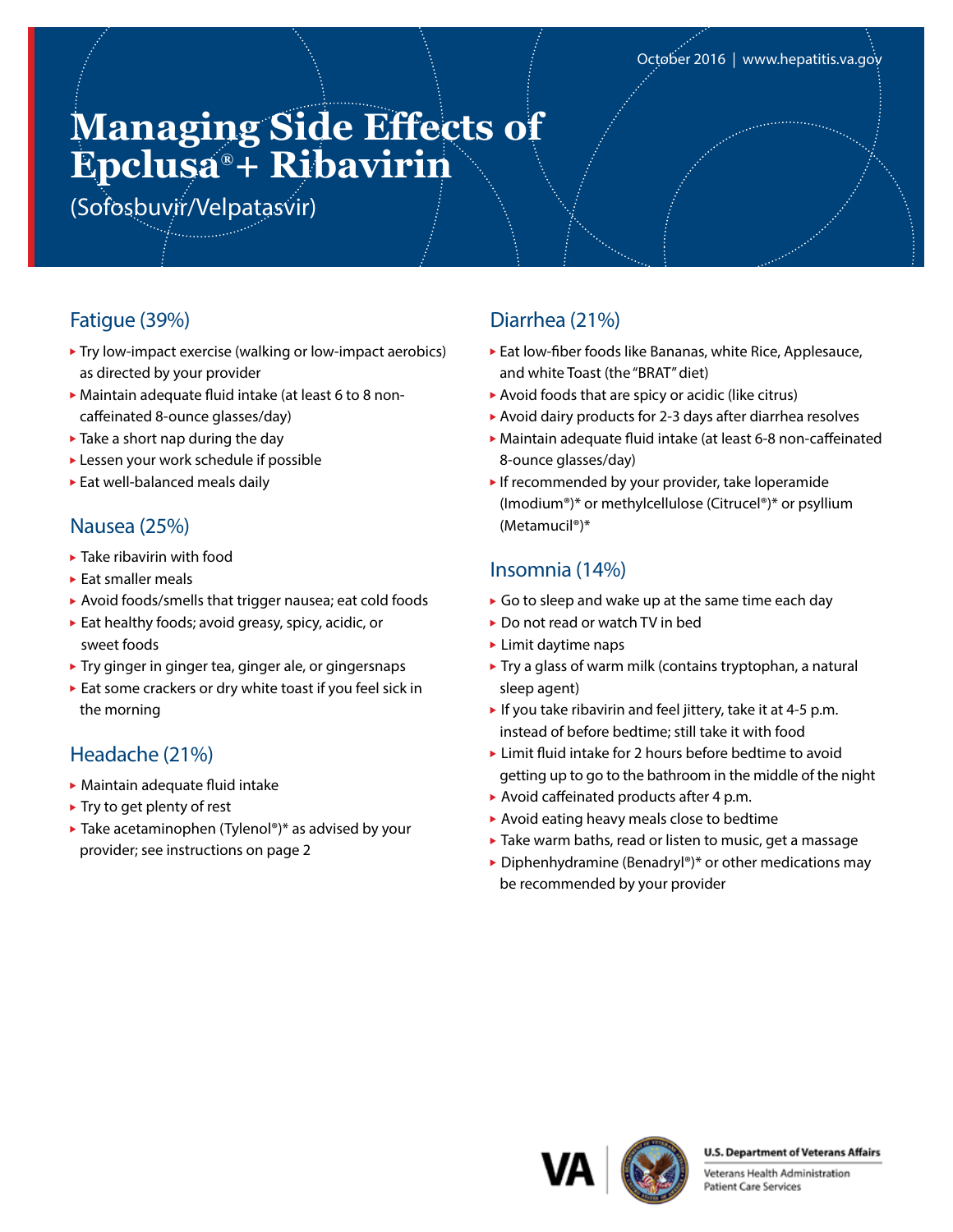October 2016 | www.hepatitis.va.gov

# Managing Side Effects of Epclusa® + Ribavirin

(Sofosbuvir/Velpatasvir)

## Fatigue (39%)

- Try low-impact exercise (walking or low-impact aerobics) as directed by your provider
- Maintain adequate fluid intake (at least 6 to 8 non-caffeinated 8-ounce glasses/day)
- Take a short nap during the day
- Lessen your work schedule if possible
- Eat well-balanced meals daily

## Nausea (25%)

- Take ribavirin with food
- Eat smaller meals
- Avoid foods/smells that trigger nausea; eat cold foods
- Eat healthy foods; avoid greasy, spicy, acidic, or sweet foods
- Try ginger in ginger tea, ginger ale, or gingersnaps
- Eat some crackers or dry white toast if you feel sick in the morning

## Headache (21%)

- Maintain adequate fluid intake
- Try to get plenty of rest
- Take acetaminophen (Tylenol®)* as advised by your provider; see instructions on page 2

## Diarrhea (21%)

- Eat low-fiber foods like Bananas, white Rice, Applesauce, and white Toast (the "BRAT" diet)
- Avoid foods that are spicy or acidic (like citrus)
- Avoid dairy products for 2-3 days after diarrhea resolves
- Maintain adequate fluid intake (at least 6-8 non-caffeinated 8-ounce glasses/day)
- If recommended by your provider, take loperamide (Imodium®)* or methylcellulose (Citrucel®)* or psyllium (Metamucil®)*

## Insomnia (14%)

- Go to sleep and wake up at the same time each day
- Do not read or watch TV in bed
- Limit daytime naps
- Try a glass of warm milk (contains tryptophan, a natural sleep agent)
- If you take ribavirin and feel jittery, take it at 4-5 p.m. instead of before bedtime; still take it with food
- Limit fluid intake for 2 hours before bedtime to avoid getting up to go to the bathroom in the middle of the night
- Avoid caffeinated products after 4 p.m.
- Avoid eating heavy meals close to bedtime
- Take warm baths, read or listen to music, get a massage
- Diphenhydramine (Benadryl®)* or other medications may be recommended by your provider

U.S. Department of Veterans Affairs
Veterans Health Administration
Patient Care Services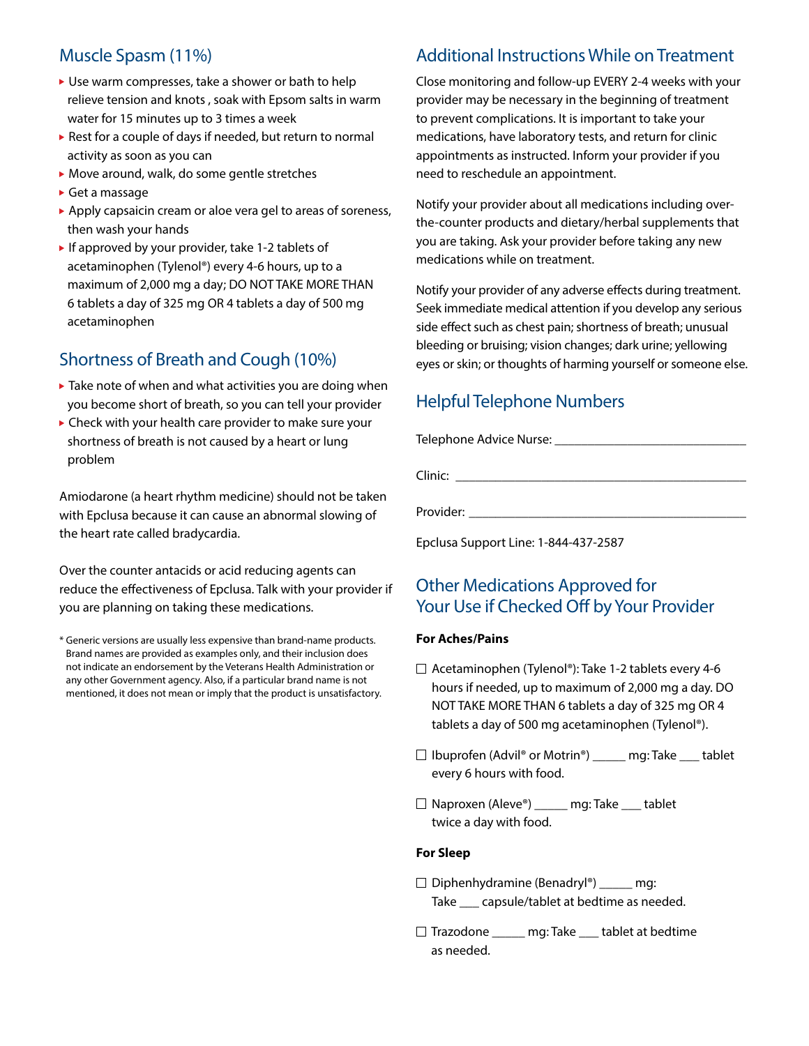## Muscle Spasm (11%)

- Use warm compresses, take a shower or bath to help relieve tension and knots , soak with Epsom salts in warm water for 15 minutes up to 3 times a week
- Rest for a couple of days if needed, but return to normal activity as soon as you can
- Move around, walk, do some gentle stretches
- Get a massage
- Apply capsaicin cream or aloe vera gel to areas of soreness, then wash your hands
- If approved by your provider, take 1-2 tablets of acetaminophen (Tylenol®) every 4-6 hours, up to a maximum of 2,000 mg a day; DO NOT TAKE MORE THAN 6 tablets a day of 325 mg OR 4 tablets a day of 500 mg acetaminophen

## Shortness of Breath and Cough (10%)

- Take note of when and what activities you are doing when you become short of breath, so you can tell your provider
- Check with your health care provider to make sure your shortness of breath is not caused by a heart or lung problem

Amiodarone (a heart rhythm medicine) should not be taken with Epclusa because it can cause an abnormal slowing of the heart rate called bradycardia.

Over the counter antacids or acid reducing agents can reduce the effectiveness of Epclusa. Talk with your provider if you are planning on taking these medications.

* Generic versions are usually less expensive than brand-name products. Brand names are provided as examples only, and their inclusion does not indicate an endorsement by the Veterans Health Administration or any other Government agency. Also, if a particular brand name is not mentioned, it does not mean or imply that the product is unsatisfactory.

## Additional Instructions While on Treatment

Close monitoring and follow-up EVERY 2-4 weeks with your provider may be necessary in the beginning of treatment to prevent complications. It is important to take your medications, have laboratory tests, and return for clinic appointments as instructed. Inform your provider if you need to reschedule an appointment.

Notify your provider about all medications including over-the-counter products and dietary/herbal supplements that you are taking. Ask your provider before taking any new medications while on treatment.

Notify your provider of any adverse effects during treatment. Seek immediate medical attention if you develop any serious side effect such as chest pain; shortness of breath; unusual bleeding or bruising; vision changes; dark urine; yellowing eyes or skin; or thoughts of harming yourself or someone else.

## Helpful Telephone Numbers

Telephone Advice Nurse: ______________________________

Clinic: ______________________________________________

Provider: ____________________________________________

Epclusa Support Line: 1-844-437-2587

## Other Medications Approved for Your Use if Checked Off by Your Provider

**For Aches/Pains**

☐ Acetaminophen (Tylenol®): Take 1-2 tablets every 4-6 hours if needed, up to maximum of 2,000 mg a day. DO NOT TAKE MORE THAN 6 tablets a day of 325 mg OR 4 tablets a day of 500 mg acetaminophen (Tylenol®).

☐ Ibuprofen (Advil® or Motrin®) _____ mg: Take ___ tablet every 6 hours with food.

☐ Naproxen (Aleve®) _____ mg: Take ___ tablet twice a day with food.

**For Sleep**

☐ Diphenhydramine (Benadryl®) _____ mg: Take ___ capsule/tablet at bedtime as needed.

☐ Trazodone _____ mg: Take ___ tablet at bedtime as needed.